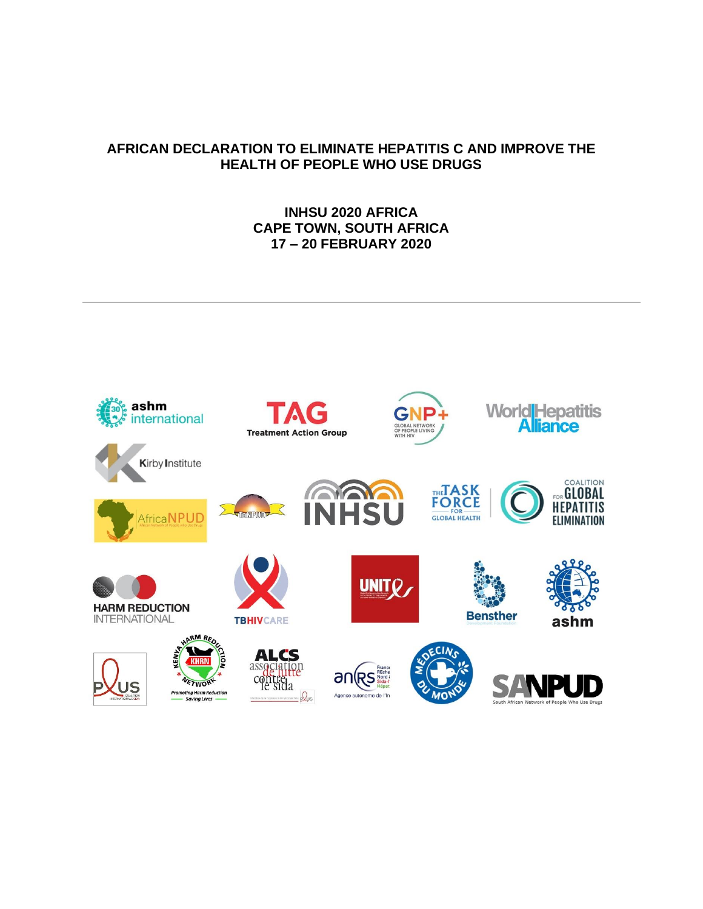# AFRICAN DECLARATION TO ELIMINATE HEPATITIS C AND IMPROVE THE HEALTH OF PEOPLE WHO USE DRUGS

## INHSU 2020 AFRICA
## CAPE TOWN, SOUTH AFRICA
## 17 – 20 FEBRUARY 2020

---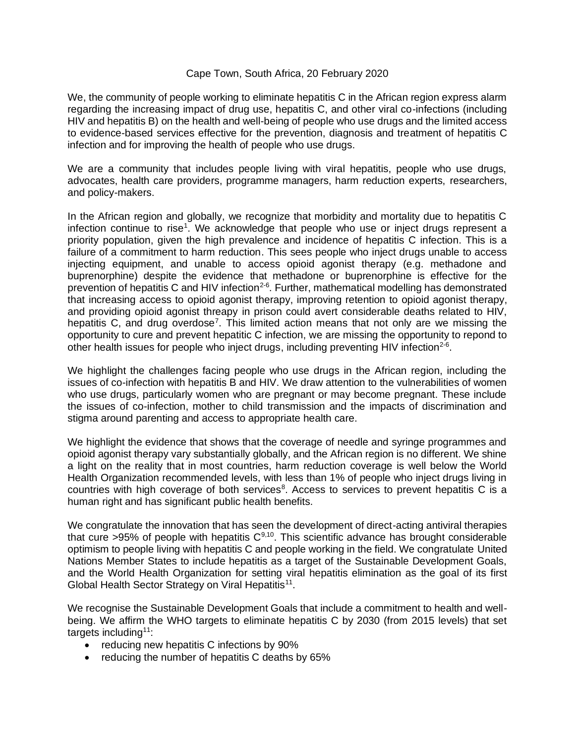Cape Town, South Africa, 20 February 2020

We, the community of people working to eliminate hepatitis C in the African region express alarm regarding the increasing impact of drug use, hepatitis C, and other viral co-infections (including HIV and hepatitis B) on the health and well-being of people who use drugs and the limited access to evidence-based services effective for the prevention, diagnosis and treatment of hepatitis C infection and for improving the health of people who use drugs.

We are a community that includes people living with viral hepatitis, people who use drugs, advocates, health care providers, programme managers, harm reduction experts, researchers, and policy-makers.

In the African region and globally, we recognize that morbidity and mortality due to hepatitis C infection continue to rise[1]. We acknowledge that people who use or inject drugs represent a priority population, given the high prevalence and incidence of hepatitis C infection. This is a failure of a commitment to harm reduction. This sees people who inject drugs unable to access injecting equipment, and unable to access opioid agonist therapy (e.g. methadone and buprenorphine) despite the evidence that methadone or buprenorphine is effective for the prevention of hepatitis C and HIV infection[2-6]. Further, mathematical modelling has demonstrated that increasing access to opioid agonist therapy, improving retention to opioid agonist therapy, and providing opioid agonist threapy in prison could avert considerable deaths related to HIV, hepatitis C, and drug overdose[7]. This limited action means that not only are we missing the opportunity to cure and prevent hepatitic C infection, we are missing the opportunity to repond to other health issues for people who inject drugs, including preventing HIV infection[2-6].

We highlight the challenges facing people who use drugs in the African region, including the issues of co-infection with hepatitis B and HIV. We draw attention to the vulnerabilities of women who use drugs, particularly women who are pregnant or may become pregnant. These include the issues of co-infection, mother to child transmission and the impacts of discrimination and stigma around parenting and access to appropriate health care.

We highlight the evidence that shows that the coverage of needle and syringe programmes and opioid agonist therapy vary substantially globally, and the African region is no different. We shine a light on the reality that in most countries, harm reduction coverage is well below the World Health Organization recommended levels, with less than 1% of people who inject drugs living in countries with high coverage of both services[8]. Access to services to prevent hepatitis C is a human right and has significant public health benefits.

We congratulate the innovation that has seen the development of direct-acting antiviral therapies that cure >95% of people with hepatitis C[9,10]. This scientific advance has brought considerable optimism to people living with hepatitis C and people working in the field. We congratulate United Nations Member States to include hepatitis as a target of the Sustainable Development Goals, and the World Health Organization for setting viral hepatitis elimination as the goal of its first Global Health Sector Strategy on Viral Hepatitis[11].

We recognise the Sustainable Development Goals that include a commitment to health and well-being. We affirm the WHO targets to eliminate hepatitis C by 2030 (from 2015 levels) that set targets including[11]:

- reducing new hepatitis C infections by 90%
- reducing the number of hepatitis C deaths by 65%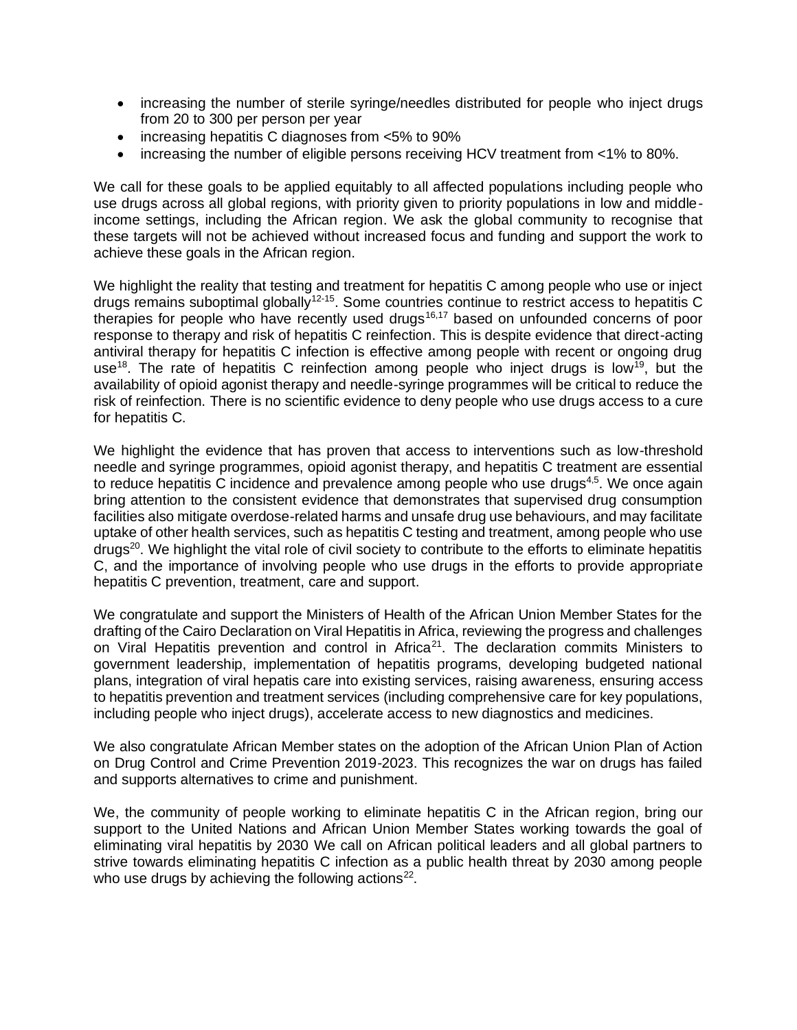- increasing the number of sterile syringe/needles distributed for people who inject drugs from 20 to 300 per person per year
- increasing hepatitis C diagnoses from <5% to 90%
- increasing the number of eligible persons receiving HCV treatment from <1% to 80%.

We call for these goals to be applied equitably to all affected populations including people who use drugs across all global regions, with priority given to priority populations in low and middle-income settings, including the African region. We ask the global community to recognise that these targets will not be achieved without increased focus and funding and support the work to achieve these goals in the African region.

We highlight the reality that testing and treatment for hepatitis C among people who use or inject drugs remains suboptimal globally[12-15]. Some countries continue to restrict access to hepatitis C therapies for people who have recently used drugs[16,17] based on unfounded concerns of poor response to therapy and risk of hepatitis C reinfection. This is despite evidence that direct-acting antiviral therapy for hepatitis C infection is effective among people with recent or ongoing drug use[18]. The rate of hepatitis C reinfection among people who inject drugs is low[19], but the availability of opioid agonist therapy and needle-syringe programmes will be critical to reduce the risk of reinfection. There is no scientific evidence to deny people who use drugs access to a cure for hepatitis C.

We highlight the evidence that has proven that access to interventions such as low-threshold needle and syringe programmes, opioid agonist therapy, and hepatitis C treatment are essential to reduce hepatitis C incidence and prevalence among people who use drugs[4,5]. We once again bring attention to the consistent evidence that demonstrates that supervised drug consumption facilities also mitigate overdose-related harms and unsafe drug use behaviours, and may facilitate uptake of other health services, such as hepatitis C testing and treatment, among people who use drugs[20]. We highlight the vital role of civil society to contribute to the efforts to eliminate hepatitis C, and the importance of involving people who use drugs in the efforts to provide appropriate hepatitis C prevention, treatment, care and support.

We congratulate and support the Ministers of Health of the African Union Member States for the drafting of the Cairo Declaration on Viral Hepatitis in Africa, reviewing the progress and challenges on Viral Hepatitis prevention and control in Africa[21]. The declaration commits Ministers to government leadership, implementation of hepatitis programs, developing budgeted national plans, integration of viral hepatis care into existing services, raising awareness, ensuring access to hepatitis prevention and treatment services (including comprehensive care for key populations, including people who inject drugs), accelerate access to new diagnostics and medicines.

We also congratulate African Member states on the adoption of the African Union Plan of Action on Drug Control and Crime Prevention 2019-2023. This recognizes the war on drugs has failed and supports alternatives to crime and punishment.

We, the community of people working to eliminate hepatitis C in the African region, bring our support to the United Nations and African Union Member States working towards the goal of eliminating viral hepatitis by 2030 We call on African political leaders and all global partners to strive towards eliminating hepatitis C infection as a public health threat by 2030 among people who use drugs by achieving the following actions[22].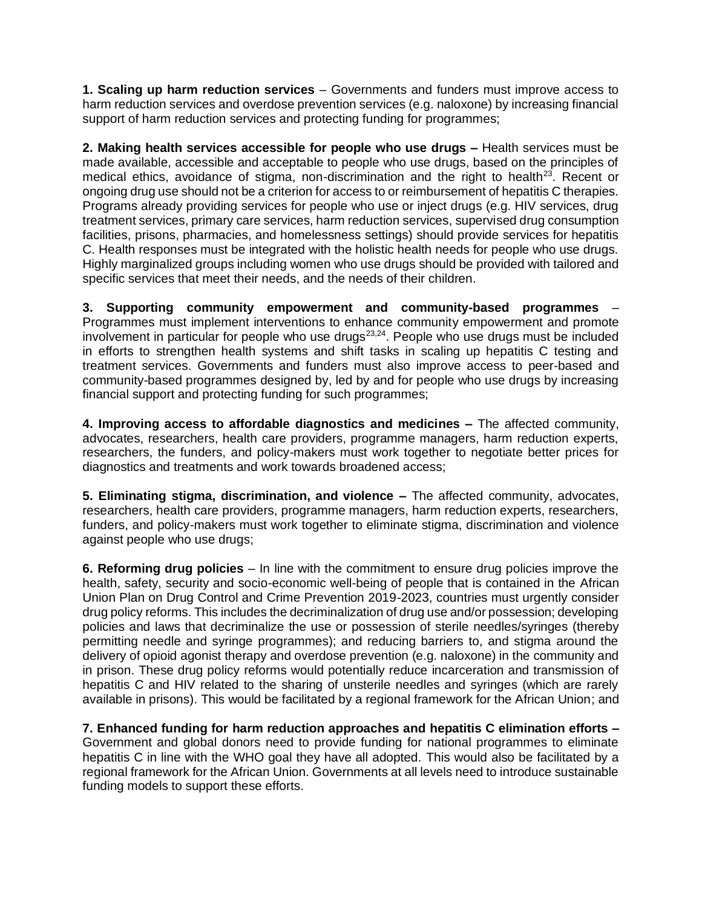**1. Scaling up harm reduction services** – Governments and funders must improve access to harm reduction services and overdose prevention services (e.g. naloxone) by increasing financial support of harm reduction services and protecting funding for programmes;

**2. Making health services accessible for people who use drugs –** Health services must be made available, accessible and acceptable to people who use drugs, based on the principles of medical ethics, avoidance of stigma, non-discrimination and the right to health[23]. Recent or ongoing drug use should not be a criterion for access to or reimbursement of hepatitis C therapies. Programs already providing services for people who use or inject drugs (e.g. HIV services, drug treatment services, primary care services, harm reduction services, supervised drug consumption facilities, prisons, pharmacies, and homelessness settings) should provide services for hepatitis C. Health responses must be integrated with the holistic health needs for people who use drugs. Highly marginalized groups including women who use drugs should be provided with tailored and specific services that meet their needs, and the needs of their children.

**3. Supporting community empowerment and community-based programmes** – Programmes must implement interventions to enhance community empowerment and promote involvement in particular for people who use drugs[23,24]. People who use drugs must be included in efforts to strengthen health systems and shift tasks in scaling up hepatitis C testing and treatment services. Governments and funders must also improve access to peer-based and community-based programmes designed by, led by and for people who use drugs by increasing financial support and protecting funding for such programmes;

**4. Improving access to affordable diagnostics and medicines –** The affected community, advocates, researchers, health care providers, programme managers, harm reduction experts, researchers, the funders, and policy-makers must work together to negotiate better prices for diagnostics and treatments and work towards broadened access;

**5. Eliminating stigma, discrimination, and violence –** The affected community, advocates, researchers, health care providers, programme managers, harm reduction experts, researchers, funders, and policy-makers must work together to eliminate stigma, discrimination and violence against people who use drugs;

**6. Reforming drug policies** – In line with the commitment to ensure drug policies improve the health, safety, security and socio-economic well-being of people that is contained in the African Union Plan on Drug Control and Crime Prevention 2019-2023, countries must urgently consider drug policy reforms. This includes the decriminalization of drug use and/or possession; developing policies and laws that decriminalize the use or possession of sterile needles/syringes (thereby permitting needle and syringe programmes); and reducing barriers to, and stigma around the delivery of opioid agonist therapy and overdose prevention (e.g. naloxone) in the community and in prison. These drug policy reforms would potentially reduce incarceration and transmission of hepatitis C and HIV related to the sharing of unsterile needles and syringes (which are rarely available in prisons). This would be facilitated by a regional framework for the African Union; and

**7. Enhanced funding for harm reduction approaches and hepatitis C elimination efforts –** Government and global donors need to provide funding for national programmes to eliminate hepatitis C in line with the WHO goal they have all adopted. This would also be facilitated by a regional framework for the African Union. Governments at all levels need to introduce sustainable funding models to support these efforts.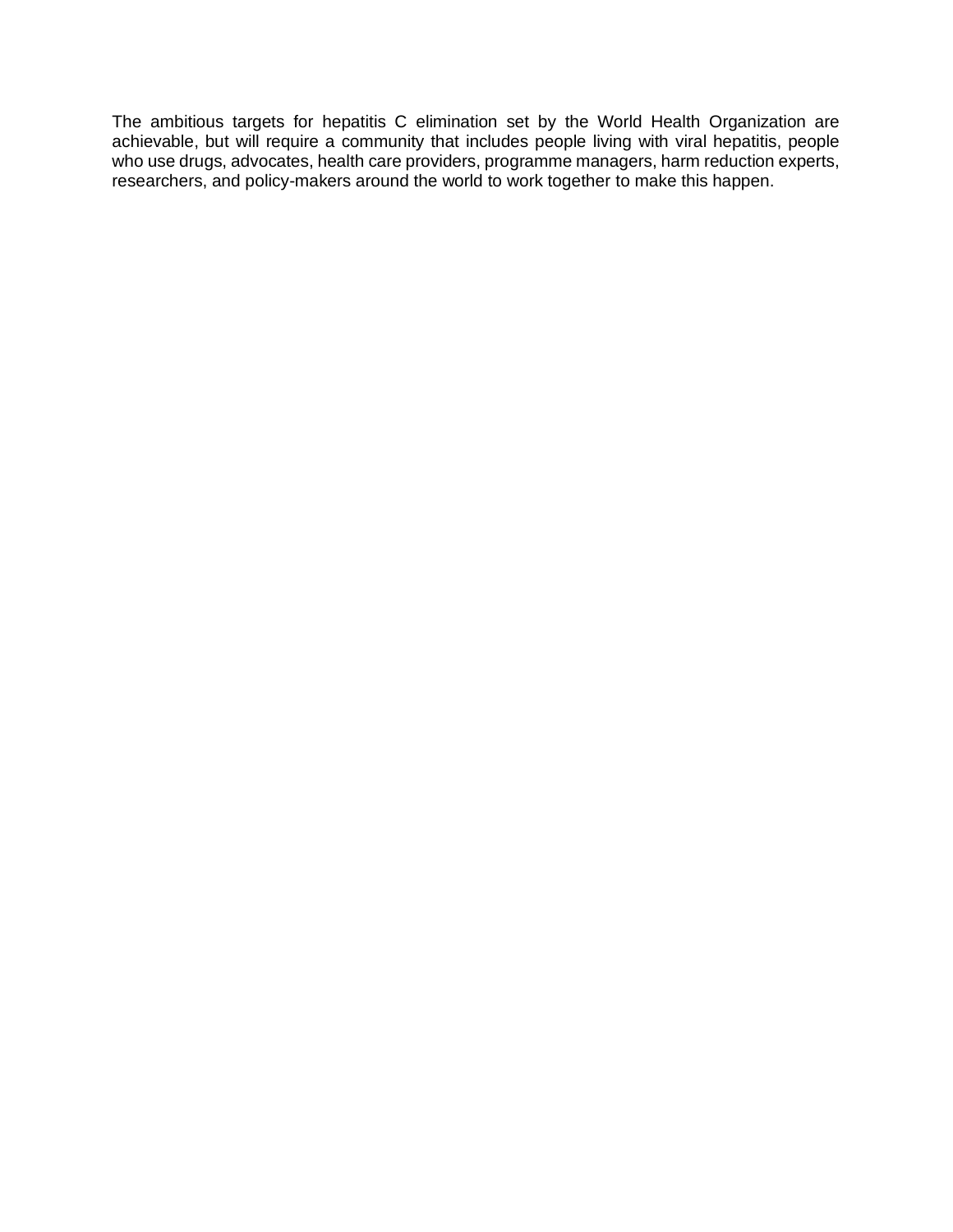The ambitious targets for hepatitis C elimination set by the World Health Organization are achievable, but will require a community that includes people living with viral hepatitis, people who use drugs, advocates, health care providers, programme managers, harm reduction experts, researchers, and policy-makers around the world to work together to make this happen.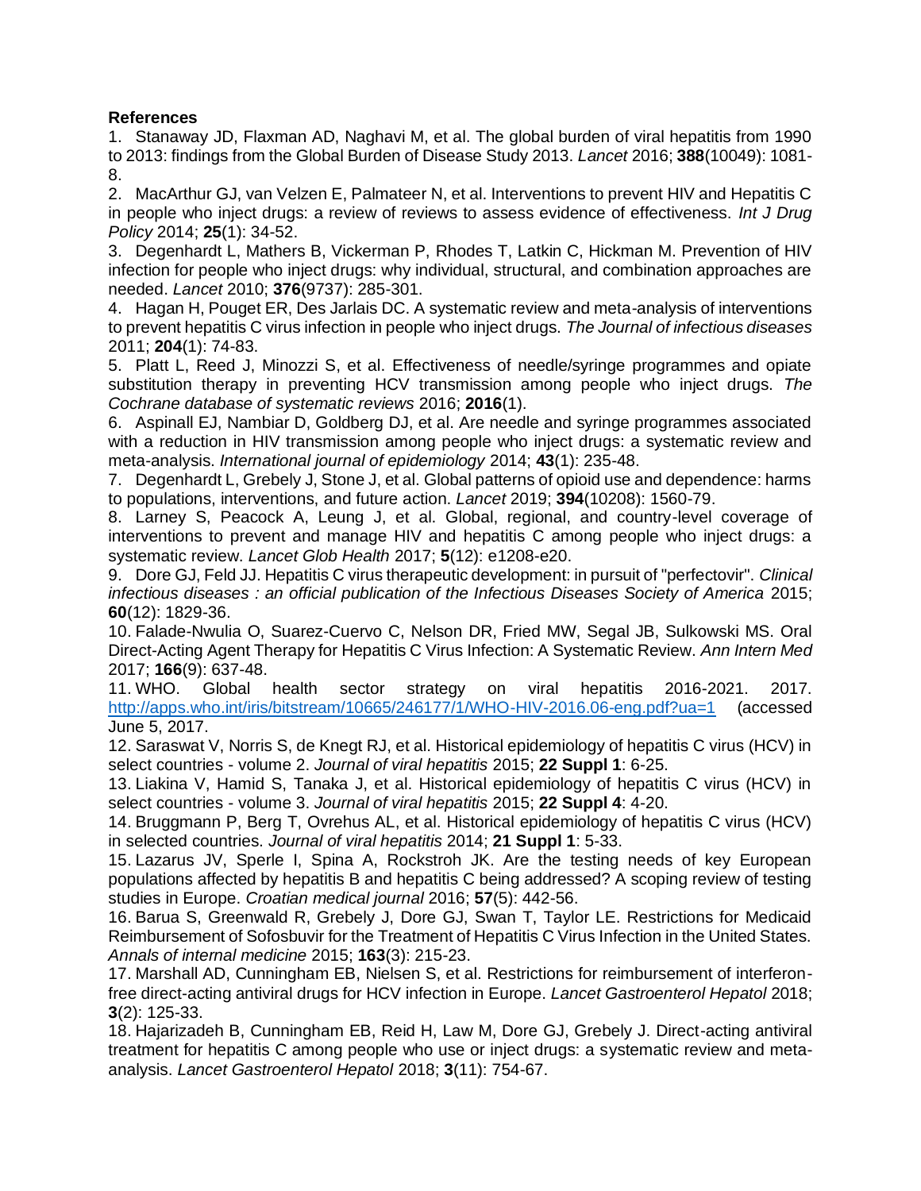**References**

1. Stanaway JD, Flaxman AD, Naghavi M, et al. The global burden of viral hepatitis from 1990 to 2013: findings from the Global Burden of Disease Study 2013. *Lancet* 2016; **388**(10049): 1081-8.
2. MacArthur GJ, van Velzen E, Palmateer N, et al. Interventions to prevent HIV and Hepatitis C in people who inject drugs: a review of reviews to assess evidence of effectiveness. *Int J Drug Policy* 2014; **25**(1): 34-52.
3. Degenhardt L, Mathers B, Vickerman P, Rhodes T, Latkin C, Hickman M. Prevention of HIV infection for people who inject drugs: why individual, structural, and combination approaches are needed. *Lancet* 2010; **376**(9737): 285-301.
4. Hagan H, Pouget ER, Des Jarlais DC. A systematic review and meta-analysis of interventions to prevent hepatitis C virus infection in people who inject drugs. *The Journal of infectious diseases* 2011; **204**(1): 74-83.
5. Platt L, Reed J, Minozzi S, et al. Effectiveness of needle/syringe programmes and opiate substitution therapy in preventing HCV transmission among people who inject drugs. *The Cochrane database of systematic reviews* 2016; **2016**(1).
6. Aspinall EJ, Nambiar D, Goldberg DJ, et al. Are needle and syringe programmes associated with a reduction in HIV transmission among people who inject drugs: a systematic review and meta-analysis. *International journal of epidemiology* 2014; **43**(1): 235-48.
7. Degenhardt L, Grebely J, Stone J, et al. Global patterns of opioid use and dependence: harms to populations, interventions, and future action. *Lancet* 2019; **394**(10208): 1560-79.
8. Larney S, Peacock A, Leung J, et al. Global, regional, and country-level coverage of interventions to prevent and manage HIV and hepatitis C among people who inject drugs: a systematic review. *Lancet Glob Health* 2017; **5**(12): e1208-e20.
9. Dore GJ, Feld JJ. Hepatitis C virus therapeutic development: in pursuit of "perfectovir". *Clinical infectious diseases : an official publication of the Infectious Diseases Society of America* 2015; **60**(12): 1829-36.
10. Falade-Nwulia O, Suarez-Cuervo C, Nelson DR, Fried MW, Segal JB, Sulkowski MS. Oral Direct-Acting Agent Therapy for Hepatitis C Virus Infection: A Systematic Review. *Ann Intern Med* 2017; **166**(9): 637-48.
11. WHO. Global health sector strategy on viral hepatitis 2016-2021. 2017. http://apps.who.int/iris/bitstream/10665/246177/1/WHO-HIV-2016.06-eng.pdf?ua=1 (accessed June 5, 2017.
12. Saraswat V, Norris S, de Knegt RJ, et al. Historical epidemiology of hepatitis C virus (HCV) in select countries - volume 2. *Journal of viral hepatitis* 2015; **22 Suppl 1**: 6-25.
13. Liakina V, Hamid S, Tanaka J, et al. Historical epidemiology of hepatitis C virus (HCV) in select countries - volume 3. *Journal of viral hepatitis* 2015; **22 Suppl 4**: 4-20.
14. Bruggmann P, Berg T, Ovrehus AL, et al. Historical epidemiology of hepatitis C virus (HCV) in selected countries. *Journal of viral hepatitis* 2014; **21 Suppl 1**: 5-33.
15. Lazarus JV, Sperle I, Spina A, Rockstroh JK. Are the testing needs of key European populations affected by hepatitis B and hepatitis C being addressed? A scoping review of testing studies in Europe. *Croatian medical journal* 2016; **57**(5): 442-56.
16. Barua S, Greenwald R, Grebely J, Dore GJ, Swan T, Taylor LE. Restrictions for Medicaid Reimbursement of Sofosbuvir for the Treatment of Hepatitis C Virus Infection in the United States. *Annals of internal medicine* 2015; **163**(3): 215-23.
17. Marshall AD, Cunningham EB, Nielsen S, et al. Restrictions for reimbursement of interferon-free direct-acting antiviral drugs for HCV infection in Europe. *Lancet Gastroenterol Hepatol* 2018; **3**(2): 125-33.
18. Hajarizadeh B, Cunningham EB, Reid H, Law M, Dore GJ, Grebely J. Direct-acting antiviral treatment for hepatitis C among people who use or inject drugs: a systematic review and meta-analysis. *Lancet Gastroenterol Hepatol* 2018; **3**(11): 754-67.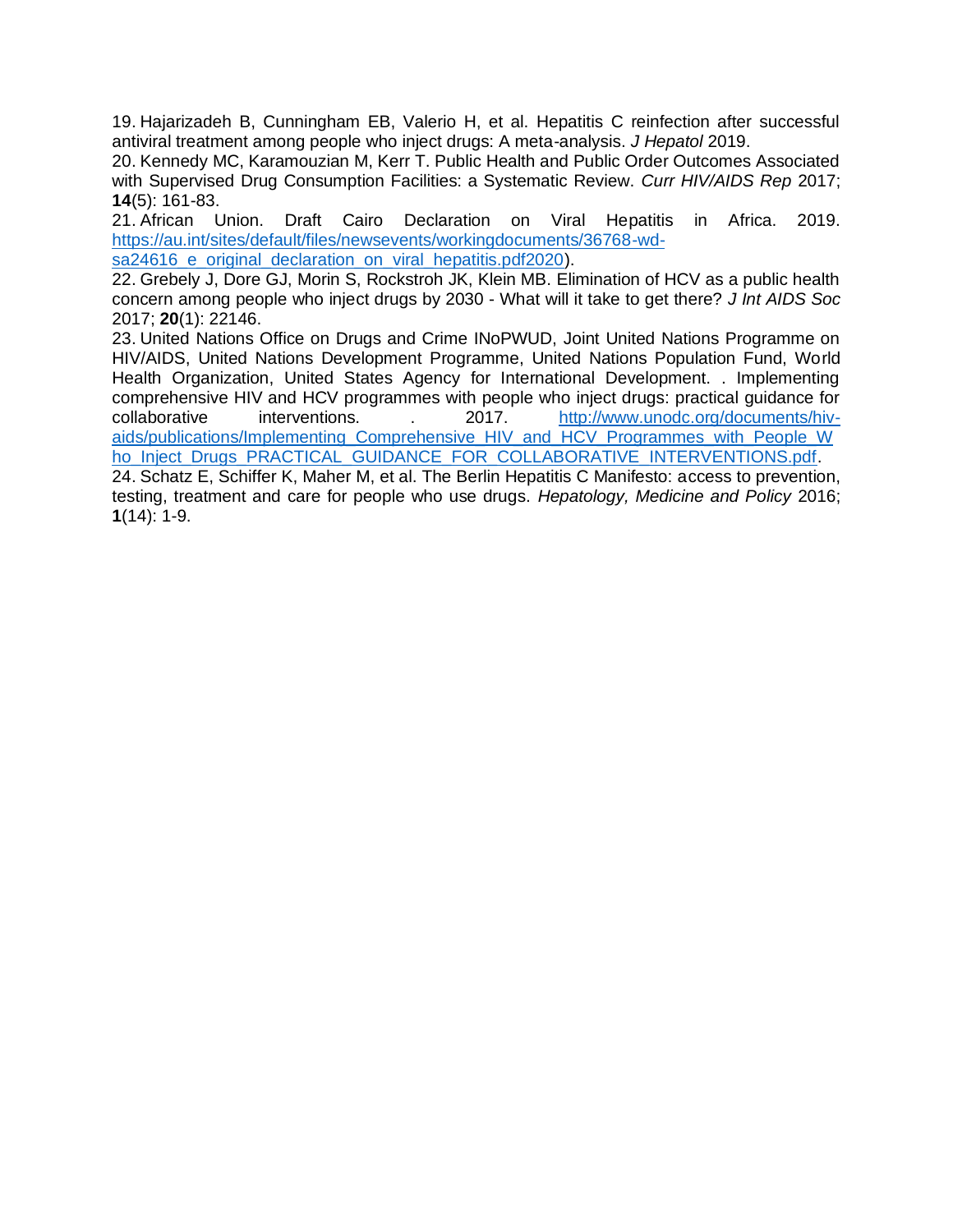19. Hajarizadeh B, Cunningham EB, Valerio H, et al. Hepatitis C reinfection after successful antiviral treatment among people who inject drugs: A meta-analysis. *J Hepatol* 2019.

20. Kennedy MC, Karamouzian M, Kerr T. Public Health and Public Order Outcomes Associated with Supervised Drug Consumption Facilities: a Systematic Review. *Curr HIV/AIDS Rep* 2017; **14**(5): 161-83.

21. African Union. Draft Cairo Declaration on Viral Hepatitis in Africa. 2019. https://au.int/sites/default/files/newsevents/workingdocuments/36768-wd-sa24616_e_original_declaration_on_viral_hepatitis.pdf2020).

22. Grebely J, Dore GJ, Morin S, Rockstroh JK, Klein MB. Elimination of HCV as a public health concern among people who inject drugs by 2030 - What will it take to get there? *J Int AIDS Soc* 2017; **20**(1): 22146.

23. United Nations Office on Drugs and Crime INoPWUD, Joint United Nations Programme on HIV/AIDS, United Nations Development Programme, United Nations Population Fund, World Health Organization, United States Agency for International Development. . Implementing comprehensive HIV and HCV programmes with people who inject drugs: practical guidance for collaborative interventions. . 2017. http://www.unodc.org/documents/hiv-aids/publications/Implementing_Comprehensive_HIV_and_HCV_Programmes_with_People_Who_Inject_Drugs_PRACTICAL_GUIDANCE_FOR_COLLABORATIVE_INTERVENTIONS.pdf.

24. Schatz E, Schiffer K, Maher M, et al. The Berlin Hepatitis C Manifesto: access to prevention, testing, treatment and care for people who use drugs. *Hepatology, Medicine and Policy* 2016; **1**(14): 1-9.